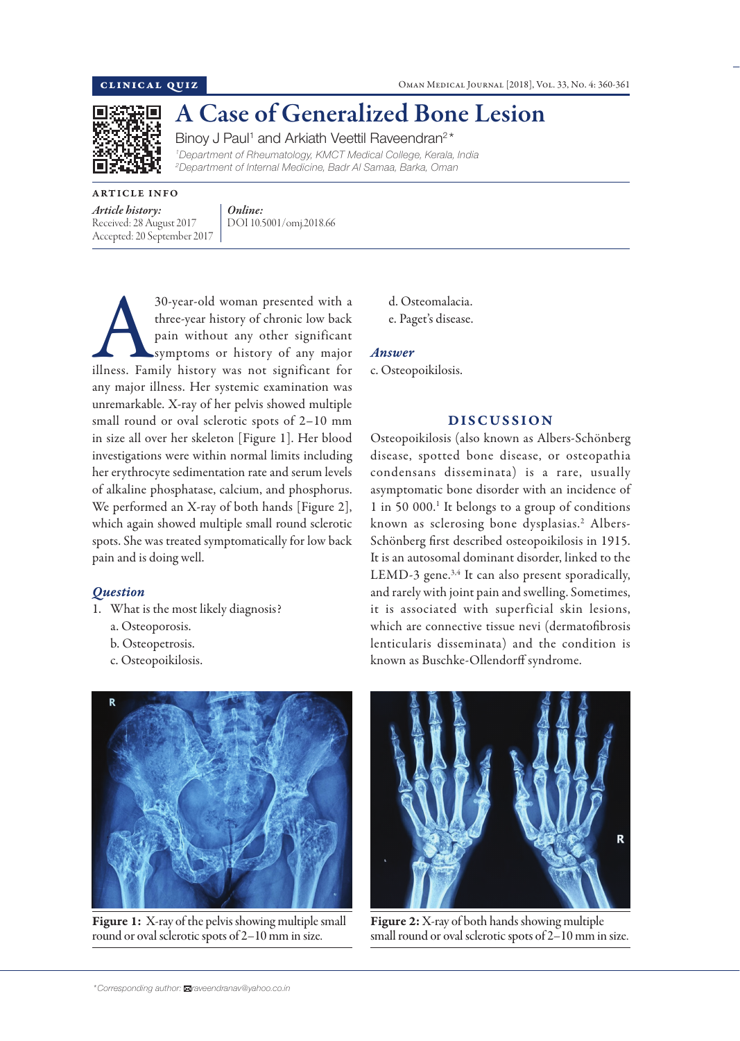CLINICAL QUIZ

# A Case of Generalized Bone Lesion

Binoy J Paul[1] and Arkiath Veettil Raveendran[2]*

[1]Department of Rheumatology, KMCT Medical College, Kerala, India
[2]Department of Internal Medicine, Badr Al Samaa, Barka, Oman

ARTICLE INFO

*Article history:*
Received: 28 August 2017
Accepted: 20 September 2017

*Online:*
DOI 10.5001/omj.2018.66

A 30-year-old woman presented with a three-year history of chronic low back pain without any other significant symptoms or history of any major illness. Family history was not significant for any major illness. Her systemic examination was unremarkable. X-ray of her pelvis showed multiple small round or oval sclerotic spots of 2–10 mm in size all over her skeleton [Figure 1]. Her blood investigations were within normal limits including her erythrocyte sedimentation rate and serum levels of alkaline phosphatase, calcium, and phosphorus. We performed an X-ray of both hands [Figure 2], which again showed multiple small round sclerotic spots. She was treated symptomatically for low back pain and is doing well.

## *Question*

1. What is the most likely diagnosis?
   a. Osteoporosis.
   b. Osteopetrosis.
   c. Osteopoikilosis.
   d. Osteomalacia.
   e. Paget's disease.

## *Answer*

c. Osteopoikilosis.

## DISCUSSION

Osteopoikilosis (also known as Albers-Schönberg disease, spotted bone disease, or osteopathia condensans disseminata) is a rare, usually asymptomatic bone disorder with an incidence of 1 in 50 000.[1] It belongs to a group of conditions known as sclerosing bone dysplasias.[2] Albers-Schönberg first described osteopoikilosis in 1915. It is an autosomal dominant disorder, linked to the LEMD-3 gene.[3,4] It can also present sporadically, and rarely with joint pain and swelling. Sometimes, it is associated with superficial skin lesions, which are connective tissue nevi (dermatofibrosis lenticularis disseminata) and the condition is known as Buschke-Ollendorff syndrome.

**Figure 1:** X-ray of the pelvis showing multiple small round or oval sclerotic spots of 2–10 mm in size.

**Figure 2:** X-ray of both hands showing multiple small round or oval sclerotic spots of 2–10 mm in size.

*Corresponding author: raveendranav@yahoo.co.in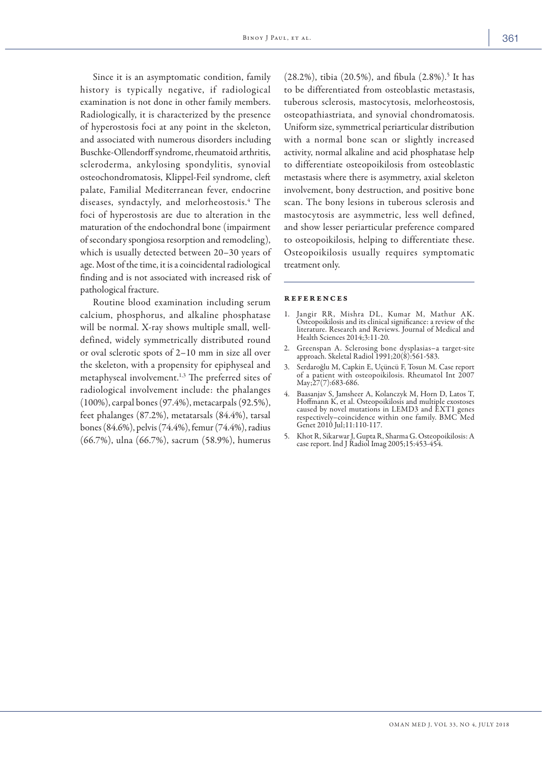Since it is an asymptomatic condition, family history is typically negative, if radiological examination is not done in other family members. Radiologically, it is characterized by the presence of hyperostosis foci at any point in the skeleton, and associated with numerous disorders including Buschke-Ollendorff syndrome, rheumatoid arthritis, scleroderma, ankylosing spondylitis, synovial osteochondromatosis, Klippel-Feil syndrome, cleft palate, Familial Mediterranean fever, endocrine diseases, syndactyly, and melorheostosis.[4] The foci of hyperostosis are due to alteration in the maturation of the endochondral bone (impairment of secondary spongiosa resorption and remodeling), which is usually detected between 20–30 years of age. Most of the time, it is a coincidental radiological finding and is not associated with increased risk of pathological fracture.

Routine blood examination including serum calcium, phosphorus, and alkaline phosphatase will be normal. X-ray shows multiple small, well-defined, widely symmetrically distributed round or oval sclerotic spots of 2–10 mm in size all over the skeleton, with a propensity for epiphyseal and metaphyseal involvement.[1,3] The preferred sites of radiological involvement include: the phalanges (100%), carpal bones (97.4%), metacarpals (92.5%), feet phalanges (87.2%), metatarsals (84.4%), tarsal bones (84.6%), pelvis (74.4%), femur (74.4%), radius (66.7%), ulna (66.7%), sacrum (58.9%), humerus (28.2%), tibia (20.5%), and fibula (2.8%).[5] It has to be differentiated from osteoblastic metastasis, tuberous sclerosis, mastocytosis, melorheostosis, osteopathiastriata, and synovial chondromatosis. Uniform size, symmetrical periarticular distribution with a normal bone scan or slightly increased activity, normal alkaline and acid phosphatase help to differentiate osteopoikilosis from osteoblastic metastasis where there is asymmetry, axial skeleton involvement, bony destruction, and positive bone scan. The bony lesions in tuberous sclerosis and mastocytosis are asymmetric, less well defined, and show lesser periarticular preference compared to osteopoikilosis, helping to differentiate these. Osteopoikilosis usually requires symptomatic treatment only.

## References

1. Jangir RR, Mishra DL, Kumar M, Mathur AK. Osteopoikilosis and its clinical significance: a review of the literature. Research and Reviews. Journal of Medical and Health Sciences 2014;3:11-20.
2. Greenspan A. Sclerosing bone dysplasias–a target-site approach. Skeletal Radiol 1991;20(8):561-583.
3. Serdaroğlu M, Capkin E, Uçüncü F, Tosun M. Case report of a patient with osteopoikilosis. Rheumatol Int 2007 May;27(7):683-686.
4. Baasanjav S, Jamsheer A, Kolanczyk M, Horn D, Latos T, Hoffmann K, et al. Osteopoikilosis and multiple exostoses caused by novel mutations in LEMD3 and EXT1 genes respectively–coincidence within one family. BMC Med Genet 2010 Jul;11:110-117.
5. Khot R, Sikarwar J, Gupta R, Sharma G. Osteopoikilosis: A case report. Ind J Radiol Imag 2005;15:453-454.